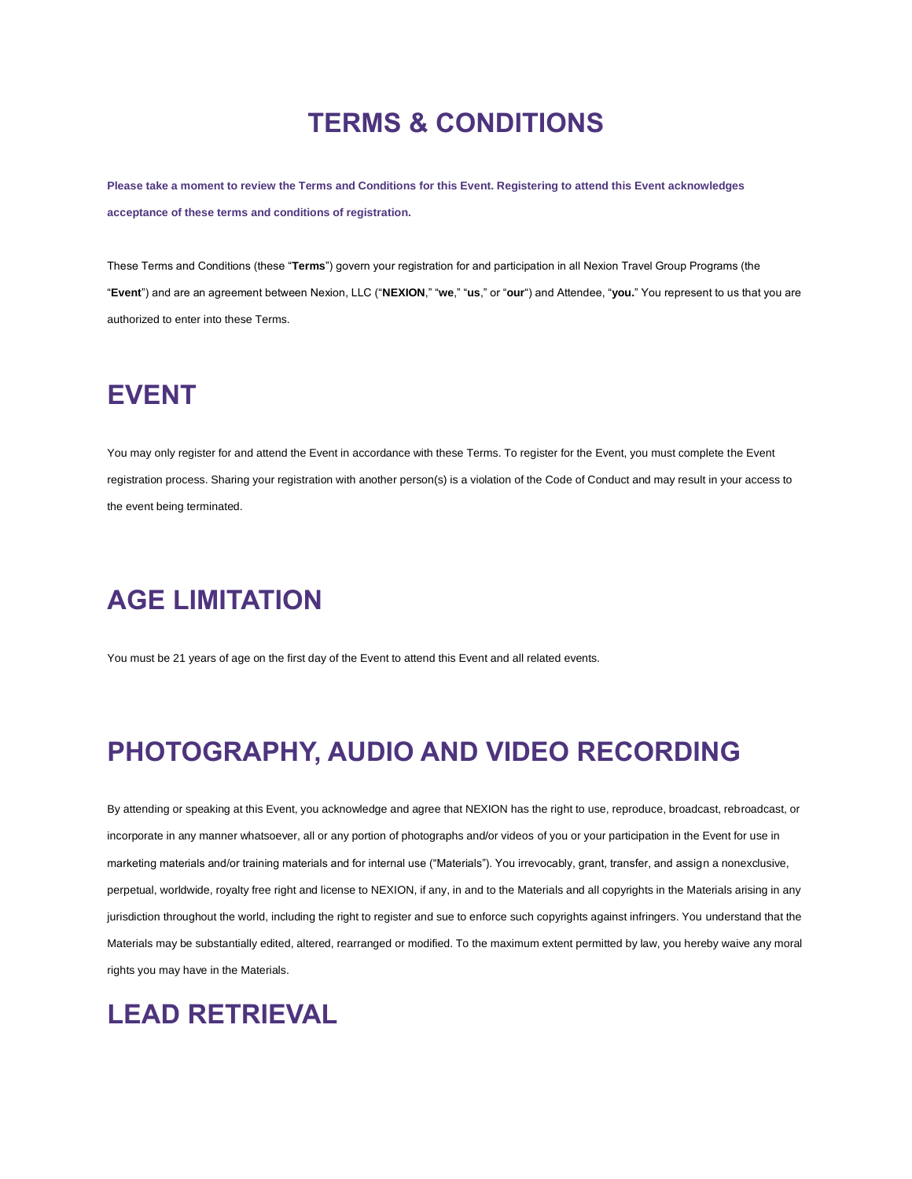# TERMS & CONDITIONS

**Please take a moment to review the Terms and Conditions for this Event. Registering to attend this Event acknowledges acceptance of these terms and conditions of registration.**

These Terms and Conditions (these "**Terms**") govern your registration for and participation in all Nexion Travel Group Programs (the "**Event**") and are an agreement between Nexion, LLC ("**NEXION**," "**we**," "**us**," or "**our**") and Attendee, "**you.**" You represent to us that you are authorized to enter into these Terms.

## EVENT

You may only register for and attend the Event in accordance with these Terms. To register for the Event, you must complete the Event registration process. Sharing your registration with another person(s) is a violation of the Code of Conduct and may result in your access to the event being terminated.

## AGE LIMITATION

You must be 21 years of age on the first day of the Event to attend this Event and all related events.

## PHOTOGRAPHY, AUDIO AND VIDEO RECORDING

By attending or speaking at this Event, you acknowledge and agree that NEXION has the right to use, reproduce, broadcast, rebroadcast, or incorporate in any manner whatsoever, all or any portion of photographs and/or videos of you or your participation in the Event for use in marketing materials and/or training materials and for internal use ("Materials"). You irrevocably, grant, transfer, and assign a nonexclusive, perpetual, worldwide, royalty free right and license to NEXION, if any, in and to the Materials and all copyrights in the Materials arising in any jurisdiction throughout the world, including the right to register and sue to enforce such copyrights against infringers. You understand that the Materials may be substantially edited, altered, rearranged or modified. To the maximum extent permitted by law, you hereby waive any moral rights you may have in the Materials.

## LEAD RETRIEVAL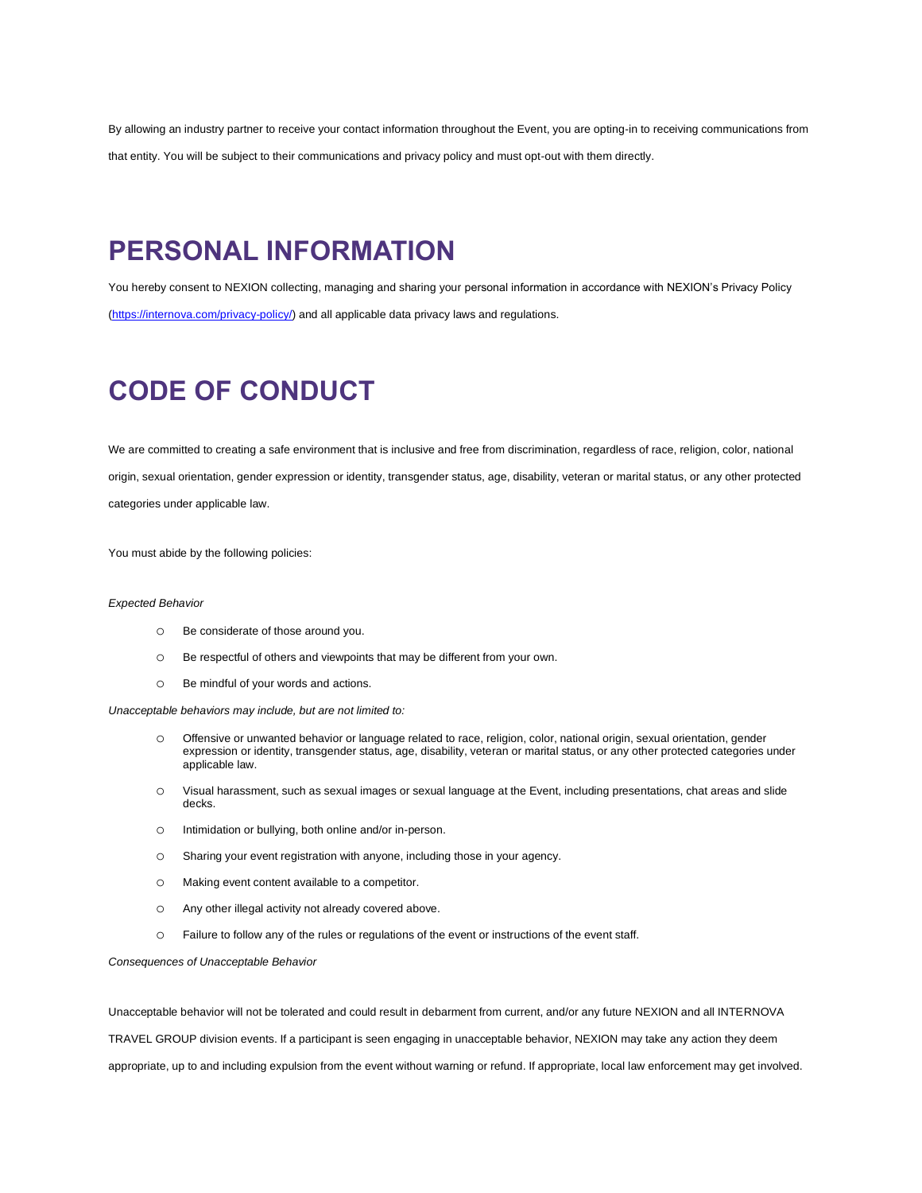By allowing an industry partner to receive your contact information throughout the Event, you are opting-in to receiving communications from that entity. You will be subject to their communications and privacy policy and must opt-out with them directly.

# PERSONAL INFORMATION

You hereby consent to NEXION collecting, managing and sharing your personal information in accordance with NEXION's Privacy Policy (https://internova.com/privacy-policy/) and all applicable data privacy laws and regulations.

# CODE OF CONDUCT

We are committed to creating a safe environment that is inclusive and free from discrimination, regardless of race, religion, color, national origin, sexual orientation, gender expression or identity, transgender status, age, disability, veteran or marital status, or any other protected categories under applicable law.

You must abide by the following policies:

*Expected Behavior*

- Be considerate of those around you.
- Be respectful of others and viewpoints that may be different from your own.
- Be mindful of your words and actions.

*Unacceptable behaviors may include, but are not limited to:*

- Offensive or unwanted behavior or language related to race, religion, color, national origin, sexual orientation, gender expression or identity, transgender status, age, disability, veteran or marital status, or any other protected categories under applicable law.
- Visual harassment, such as sexual images or sexual language at the Event, including presentations, chat areas and slide decks.
- Intimidation or bullying, both online and/or in-person.
- Sharing your event registration with anyone, including those in your agency.
- Making event content available to a competitor.
- Any other illegal activity not already covered above.
- Failure to follow any of the rules or regulations of the event or instructions of the event staff.

*Consequences of Unacceptable Behavior*

Unacceptable behavior will not be tolerated and could result in debarment from current, and/or any future NEXION and all INTERNOVA TRAVEL GROUP division events. If a participant is seen engaging in unacceptable behavior, NEXION may take any action they deem appropriate, up to and including expulsion from the event without warning or refund. If appropriate, local law enforcement may get involved.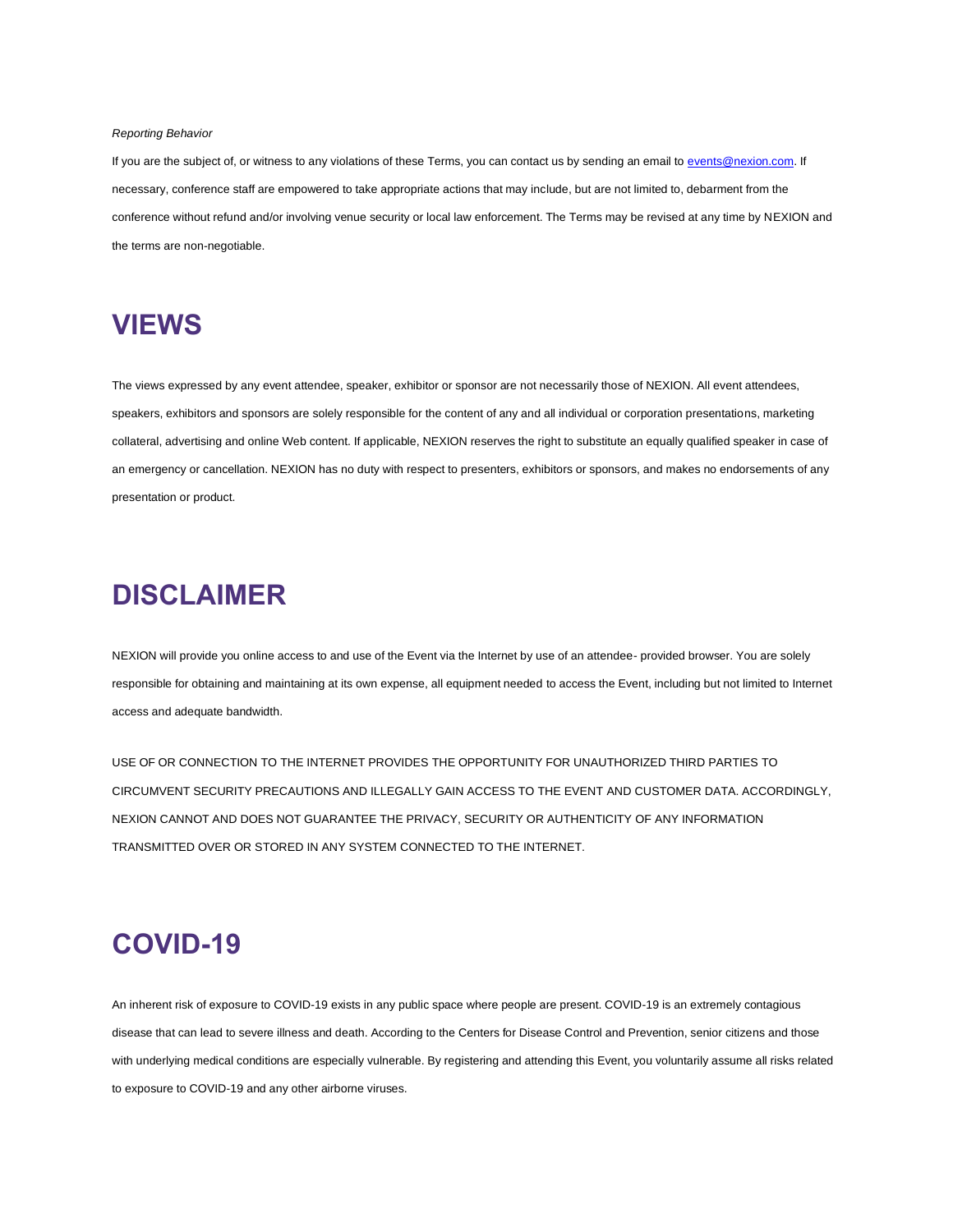*Reporting Behavior*

If you are the subject of, or witness to any violations of these Terms, you can contact us by sending an email to events@nexion.com. If necessary, conference staff are empowered to take appropriate actions that may include, but are not limited to, debarment from the conference without refund and/or involving venue security or local law enforcement. The Terms may be revised at any time by NEXION and the terms are non-negotiable.

## VIEWS

The views expressed by any event attendee, speaker, exhibitor or sponsor are not necessarily those of NEXION. All event attendees, speakers, exhibitors and sponsors are solely responsible for the content of any and all individual or corporation presentations, marketing collateral, advertising and online Web content. If applicable, NEXION reserves the right to substitute an equally qualified speaker in case of an emergency or cancellation. NEXION has no duty with respect to presenters, exhibitors or sponsors, and makes no endorsements of any presentation or product.

## DISCLAIMER

NEXION will provide you online access to and use of the Event via the Internet by use of an attendee- provided browser. You are solely responsible for obtaining and maintaining at its own expense, all equipment needed to access the Event, including but not limited to Internet access and adequate bandwidth.

USE OF OR CONNECTION TO THE INTERNET PROVIDES THE OPPORTUNITY FOR UNAUTHORIZED THIRD PARTIES TO CIRCUMVENT SECURITY PRECAUTIONS AND ILLEGALLY GAIN ACCESS TO THE EVENT AND CUSTOMER DATA. ACCORDINGLY, NEXION CANNOT AND DOES NOT GUARANTEE THE PRIVACY, SECURITY OR AUTHENTICITY OF ANY INFORMATION TRANSMITTED OVER OR STORED IN ANY SYSTEM CONNECTED TO THE INTERNET.

## COVID-19

An inherent risk of exposure to COVID-19 exists in any public space where people are present. COVID-19 is an extremely contagious disease that can lead to severe illness and death. According to the Centers for Disease Control and Prevention, senior citizens and those with underlying medical conditions are especially vulnerable. By registering and attending this Event, you voluntarily assume all risks related to exposure to COVID-19 and any other airborne viruses.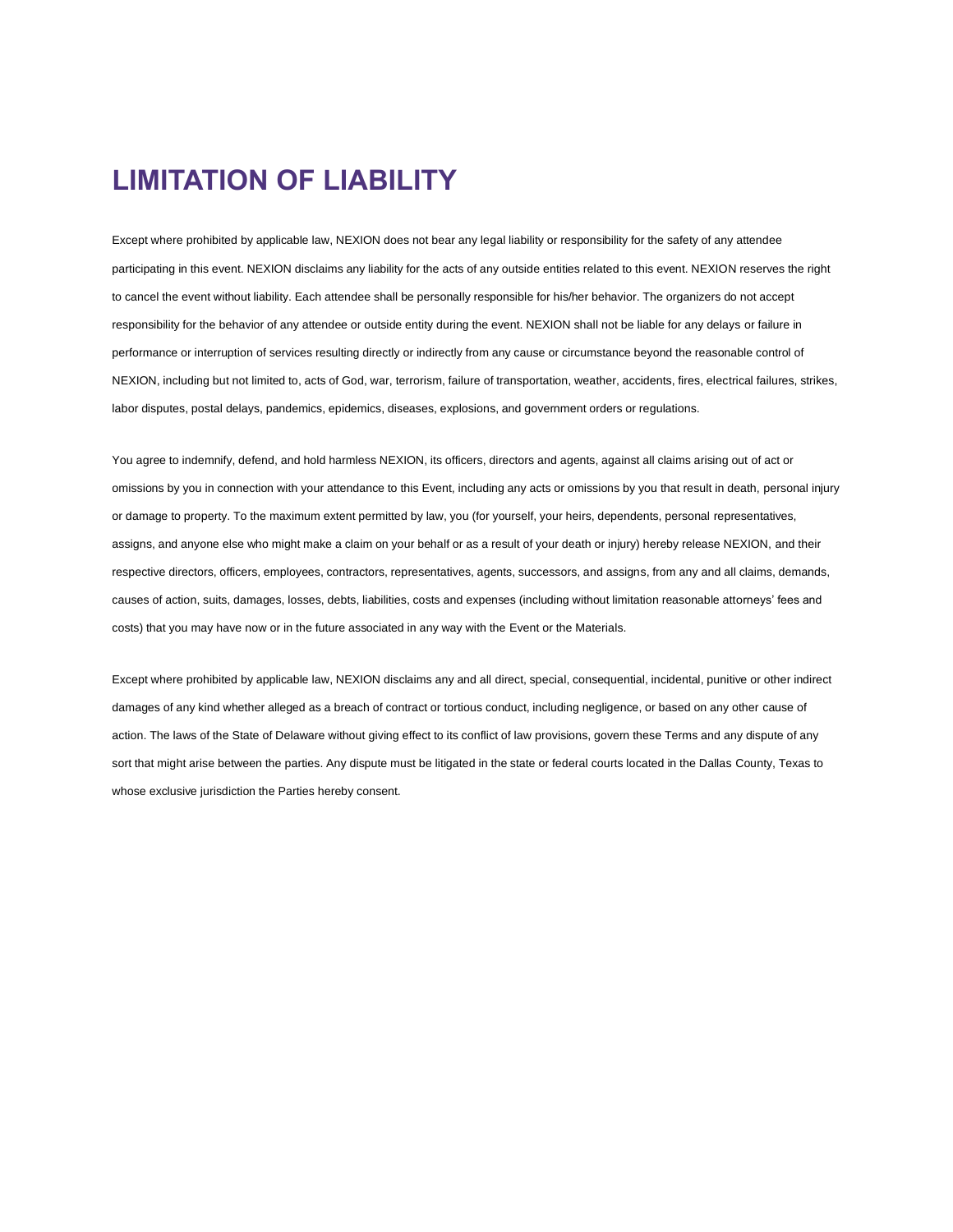# LIMITATION OF LIABILITY

Except where prohibited by applicable law, NEXION does not bear any legal liability or responsibility for the safety of any attendee participating in this event. NEXION disclaims any liability for the acts of any outside entities related to this event. NEXION reserves the right to cancel the event without liability. Each attendee shall be personally responsible for his/her behavior. The organizers do not accept responsibility for the behavior of any attendee or outside entity during the event. NEXION shall not be liable for any delays or failure in performance or interruption of services resulting directly or indirectly from any cause or circumstance beyond the reasonable control of NEXION, including but not limited to, acts of God, war, terrorism, failure of transportation, weather, accidents, fires, electrical failures, strikes, labor disputes, postal delays, pandemics, epidemics, diseases, explosions, and government orders or regulations.

You agree to indemnify, defend, and hold harmless NEXION, its officers, directors and agents, against all claims arising out of act or omissions by you in connection with your attendance to this Event, including any acts or omissions by you that result in death, personal injury or damage to property. To the maximum extent permitted by law, you (for yourself, your heirs, dependents, personal representatives, assigns, and anyone else who might make a claim on your behalf or as a result of your death or injury) hereby release NEXION, and their respective directors, officers, employees, contractors, representatives, agents, successors, and assigns, from any and all claims, demands, causes of action, suits, damages, losses, debts, liabilities, costs and expenses (including without limitation reasonable attorneys' fees and costs) that you may have now or in the future associated in any way with the Event or the Materials.

Except where prohibited by applicable law, NEXION disclaims any and all direct, special, consequential, incidental, punitive or other indirect damages of any kind whether alleged as a breach of contract or tortious conduct, including negligence, or based on any other cause of action. The laws of the State of Delaware without giving effect to its conflict of law provisions, govern these Terms and any dispute of any sort that might arise between the parties. Any dispute must be litigated in the state or federal courts located in the Dallas County, Texas to whose exclusive jurisdiction the Parties hereby consent.